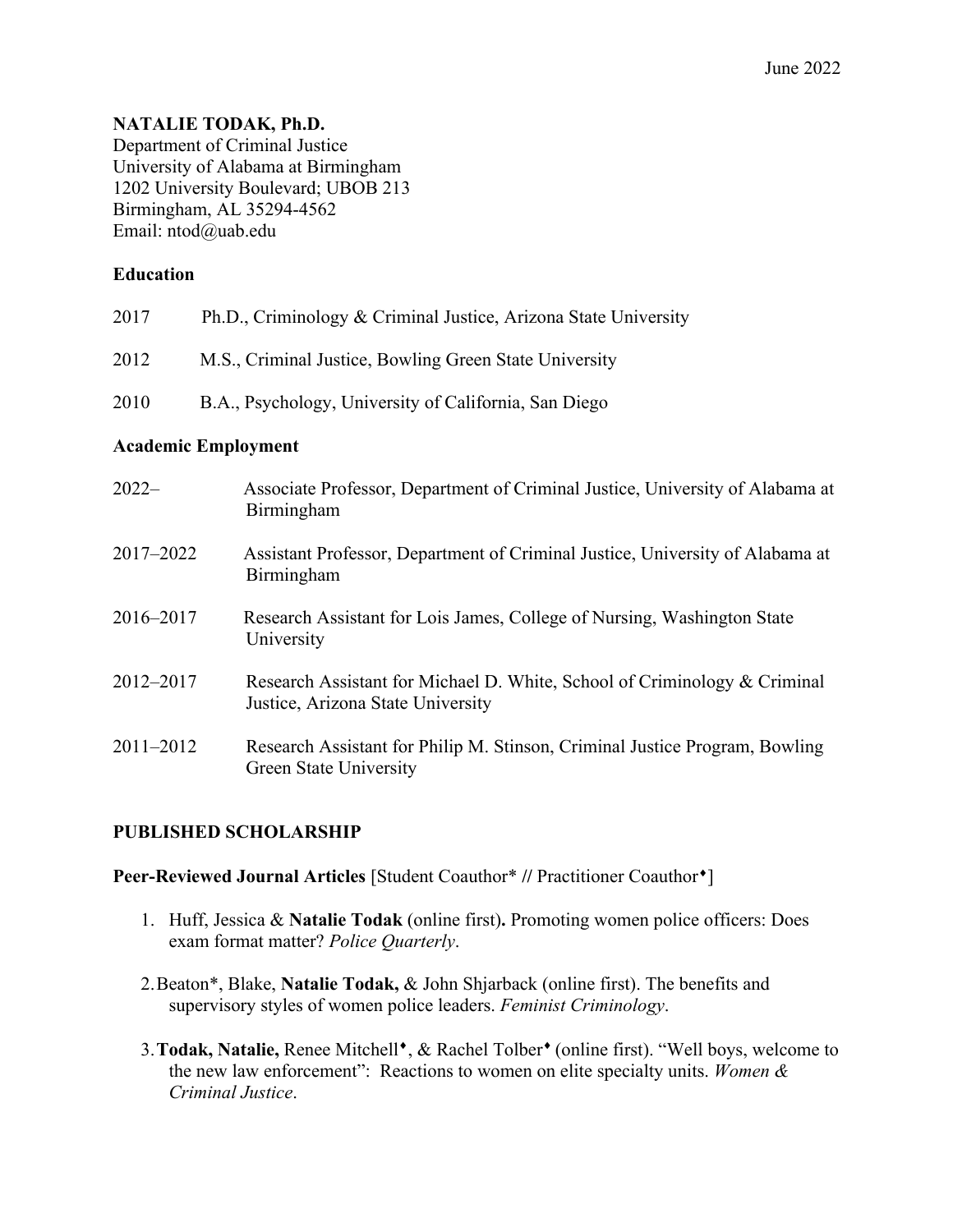June 2022

**NATALIE TODAK, Ph.D.**
Department of Criminal Justice
University of Alabama at Birmingham
1202 University Boulevard; UBOB 213
Birmingham, AL 35294-4562
Email: ntod@uab.edu

### Education

2017 Ph.D., Criminology & Criminal Justice, Arizona State University

2012 M.S., Criminal Justice, Bowling Green State University

2010 B.A., Psychology, University of California, San Diego

### Academic Employment

2022– Associate Professor, Department of Criminal Justice, University of Alabama at Birmingham

2017–2022 Assistant Professor, Department of Criminal Justice, University of Alabama at Birmingham

2016–2017 Research Assistant for Lois James, College of Nursing, Washington State University

2012–2017 Research Assistant for Michael D. White, School of Criminology & Criminal Justice, Arizona State University

2011–2012 Research Assistant for Philip M. Stinson, Criminal Justice Program, Bowling Green State University

## PUBLISHED SCHOLARSHIP

**Peer-Reviewed Journal Articles** [Student Coauthor* // Practitioner Coauthor♦]

1. Huff, Jessica & **Natalie Todak** (online first)**.** Promoting women police officers: Does exam format matter? *Police Quarterly*.
2. Beaton*, Blake, **Natalie Todak,** & John Shjarback (online first). The benefits and supervisory styles of women police leaders. *Feminist Criminology*.
3. **Todak, Natalie,** Renee Mitchell♦, & Rachel Tolber♦ (online first). "Well boys, welcome to the new law enforcement": Reactions to women on elite specialty units. *Women & Criminal Justice*.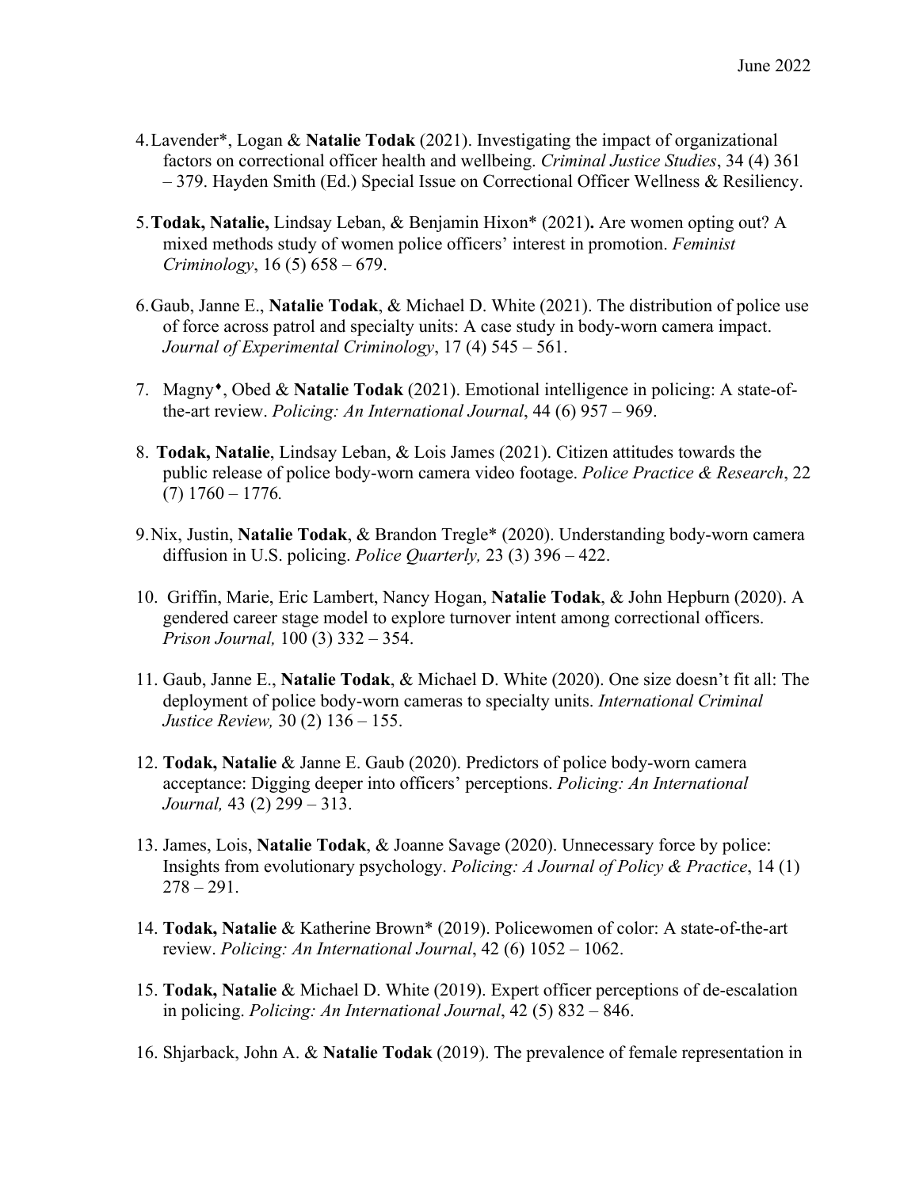4. Lavender*, Logan & **Natalie Todak** (2021). Investigating the impact of organizational factors on correctional officer health and wellbeing. *Criminal Justice Studies*, 34 (4) 361 – 379. Hayden Smith (Ed.) Special Issue on Correctional Officer Wellness & Resiliency.

5. **Todak, Natalie,** Lindsay Leban, & Benjamin Hixon* (2021). Are women opting out? A mixed methods study of women police officers' interest in promotion. *Feminist Criminology*, 16 (5) 658 – 679.

6. Gaub, Janne E., **Natalie Todak**, & Michael D. White (2021). The distribution of police use of force across patrol and specialty units: A case study in body-worn camera impact. *Journal of Experimental Criminology*, 17 (4) 545 – 561.

7. Magny♦, Obed & **Natalie Todak** (2021). Emotional intelligence in policing: A state-of-the-art review. *Policing: An International Journal*, 44 (6) 957 – 969.

8. **Todak, Natalie**, Lindsay Leban, & Lois James (2021). Citizen attitudes towards the public release of police body-worn camera video footage. *Police Practice & Research*, 22 (7) 1760 – 1776.

9. Nix, Justin, **Natalie Todak**, & Brandon Tregle* (2020). Understanding body-worn camera diffusion in U.S. policing. *Police Quarterly,* 23 (3) 396 – 422.

10. Griffin, Marie, Eric Lambert, Nancy Hogan, **Natalie Todak**, & John Hepburn (2020). A gendered career stage model to explore turnover intent among correctional officers. *Prison Journal,* 100 (3) 332 – 354.

11. Gaub, Janne E., **Natalie Todak**, & Michael D. White (2020). One size doesn't fit all: The deployment of police body-worn cameras to specialty units. *International Criminal Justice Review,* 30 (2) 136 – 155.

12. **Todak, Natalie** & Janne E. Gaub (2020). Predictors of police body-worn camera acceptance: Digging deeper into officers' perceptions. *Policing: An International Journal,* 43 (2) 299 – 313.

13. James, Lois, **Natalie Todak**, & Joanne Savage (2020). Unnecessary force by police: Insights from evolutionary psychology. *Policing: A Journal of Policy & Practice*, 14 (1) 278 – 291.

14. **Todak, Natalie** & Katherine Brown* (2019). Policewomen of color: A state-of-the-art review. *Policing: An International Journal*, 42 (6) 1052 – 1062.

15. **Todak, Natalie** & Michael D. White (2019). Expert officer perceptions of de-escalation in policing. *Policing: An International Journal*, 42 (5) 832 – 846.

16. Shjarback, John A. & **Natalie Todak** (2019). The prevalence of female representation in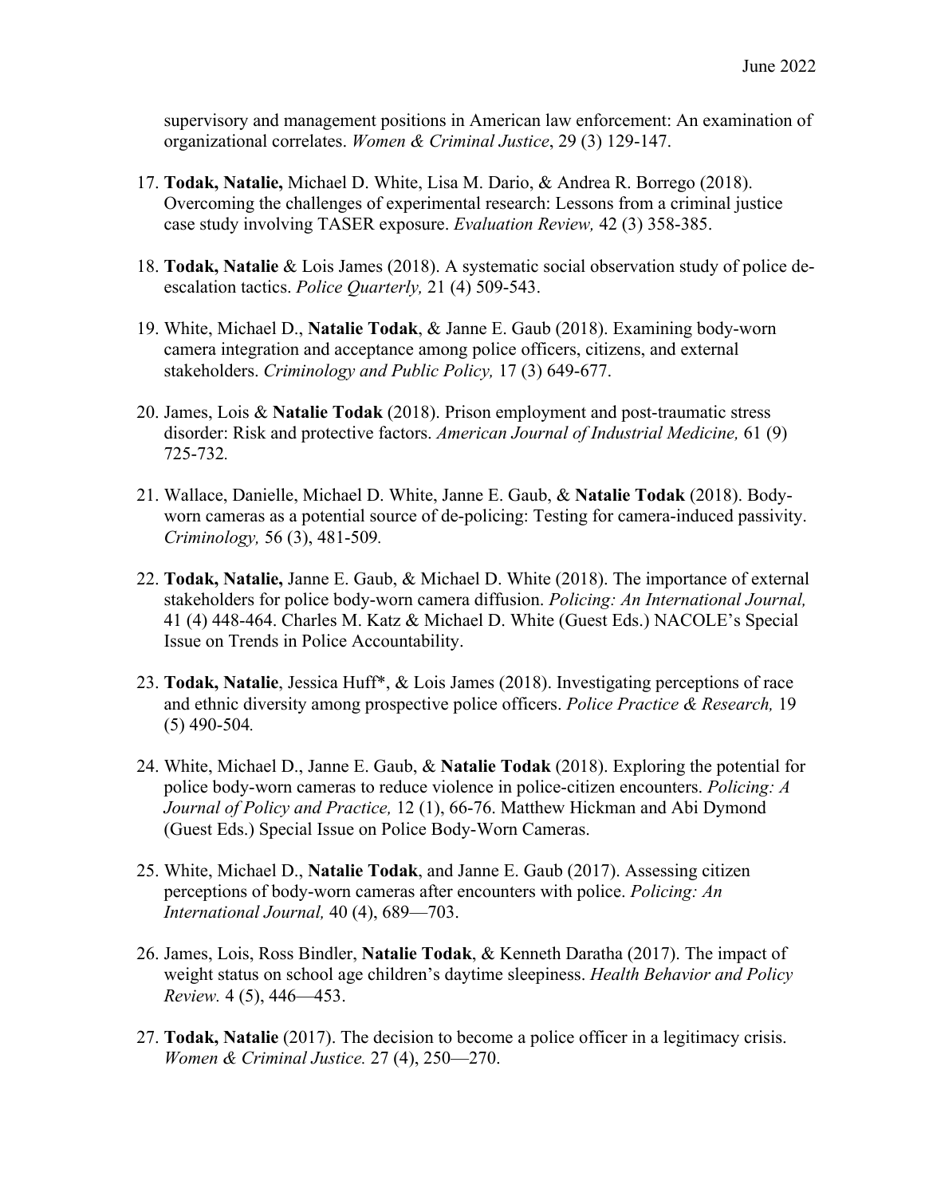supervisory and management positions in American law enforcement: An examination of organizational correlates. *Women & Criminal Justice*, 29 (3) 129-147.

17. **Todak, Natalie,** Michael D. White, Lisa M. Dario, & Andrea R. Borrego (2018). Overcoming the challenges of experimental research: Lessons from a criminal justice case study involving TASER exposure. *Evaluation Review,* 42 (3) 358-385.

18. **Todak, Natalie** & Lois James (2018). A systematic social observation study of police de-escalation tactics. *Police Quarterly,* 21 (4) 509-543.

19. White, Michael D., **Natalie Todak**, & Janne E. Gaub (2018). Examining body-worn camera integration and acceptance among police officers, citizens, and external stakeholders. *Criminology and Public Policy,* 17 (3) 649-677.

20. James, Lois & **Natalie Todak** (2018). Prison employment and post-traumatic stress disorder: Risk and protective factors. *American Journal of Industrial Medicine,* 61 (9) 725-732.

21. Wallace, Danielle, Michael D. White, Janne E. Gaub, & **Natalie Todak** (2018). Body-worn cameras as a potential source of de-policing: Testing for camera-induced passivity. *Criminology,* 56 (3), 481-509.

22. **Todak, Natalie,** Janne E. Gaub, & Michael D. White (2018). The importance of external stakeholders for police body-worn camera diffusion. *Policing: An International Journal,* 41 (4) 448-464. Charles M. Katz & Michael D. White (Guest Eds.) NACOLE's Special Issue on Trends in Police Accountability.

23. **Todak, Natalie**, Jessica Huff*, & Lois James (2018). Investigating perceptions of race and ethnic diversity among prospective police officers. *Police Practice & Research,* 19 (5) 490-504.

24. White, Michael D., Janne E. Gaub, & **Natalie Todak** (2018). Exploring the potential for police body-worn cameras to reduce violence in police-citizen encounters. *Policing: A Journal of Policy and Practice,* 12 (1), 66-76. Matthew Hickman and Abi Dymond (Guest Eds.) Special Issue on Police Body-Worn Cameras.

25. White, Michael D., **Natalie Todak**, and Janne E. Gaub (2017). Assessing citizen perceptions of body-worn cameras after encounters with police. *Policing: An International Journal,* 40 (4), 689—703.

26. James, Lois, Ross Bindler, **Natalie Todak**, & Kenneth Daratha (2017). The impact of weight status on school age children's daytime sleepiness. *Health Behavior and Policy Review.* 4 (5), 446—453.

27. **Todak, Natalie** (2017). The decision to become a police officer in a legitimacy crisis. *Women & Criminal Justice.* 27 (4), 250—270.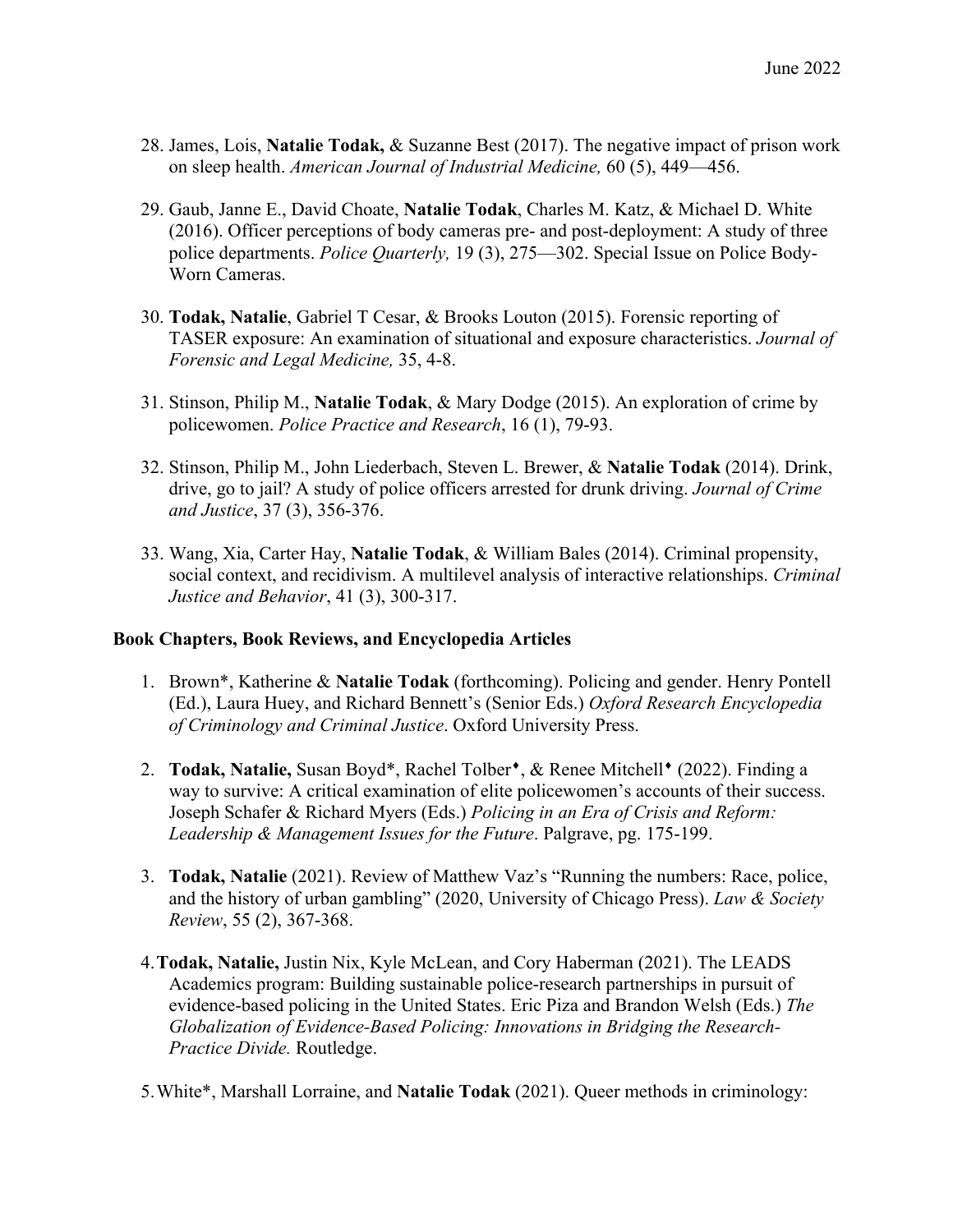28. James, Lois, **Natalie Todak,** & Suzanne Best (2017). The negative impact of prison work on sleep health. *American Journal of Industrial Medicine,* 60 (5), 449—456.

29. Gaub, Janne E., David Choate, **Natalie Todak**, Charles M. Katz, & Michael D. White (2016). Officer perceptions of body cameras pre- and post-deployment: A study of three police departments. *Police Quarterly,* 19 (3), 275—302. Special Issue on Police Body-Worn Cameras.

30. **Todak, Natalie**, Gabriel T Cesar, & Brooks Louton (2015). Forensic reporting of TASER exposure: An examination of situational and exposure characteristics. *Journal of Forensic and Legal Medicine,* 35, 4-8.

31. Stinson, Philip M., **Natalie Todak**, & Mary Dodge (2015). An exploration of crime by policewomen. *Police Practice and Research*, 16 (1), 79-93.

32. Stinson, Philip M., John Liederbach, Steven L. Brewer, & **Natalie Todak** (2014). Drink, drive, go to jail? A study of police officers arrested for drunk driving. *Journal of Crime and Justice*, 37 (3), 356-376.

33. Wang, Xia, Carter Hay, **Natalie Todak**, & William Bales (2014). Criminal propensity, social context, and recidivism. A multilevel analysis of interactive relationships. *Criminal Justice and Behavior*, 41 (3), 300-317.

### Book Chapters, Book Reviews, and Encyclopedia Articles

1. Brown*, Katherine & **Natalie Todak** (forthcoming). Policing and gender. Henry Pontell (Ed.), Laura Huey, and Richard Bennett's (Senior Eds.) *Oxford Research Encyclopedia of Criminology and Criminal Justice*. Oxford University Press.

2. **Todak, Natalie,** Susan Boyd*, Rachel Tolber♦, & Renee Mitchell♦ (2022). Finding a way to survive: A critical examination of elite policewomen's accounts of their success. Joseph Schafer & Richard Myers (Eds.) *Policing in an Era of Crisis and Reform: Leadership & Management Issues for the Future*. Palgrave, pg. 175-199.

3. **Todak, Natalie** (2021). Review of Matthew Vaz's "Running the numbers: Race, police, and the history of urban gambling" (2020, University of Chicago Press). *Law & Society Review*, 55 (2), 367-368.

4. **Todak, Natalie,** Justin Nix, Kyle McLean, and Cory Haberman (2021). The LEADS Academics program: Building sustainable police-research partnerships in pursuit of evidence-based policing in the United States. Eric Piza and Brandon Welsh (Eds.) *The Globalization of Evidence-Based Policing: Innovations in Bridging the Research-Practice Divide.* Routledge.

5. White*, Marshall Lorraine, and **Natalie Todak** (2021). Queer methods in criminology: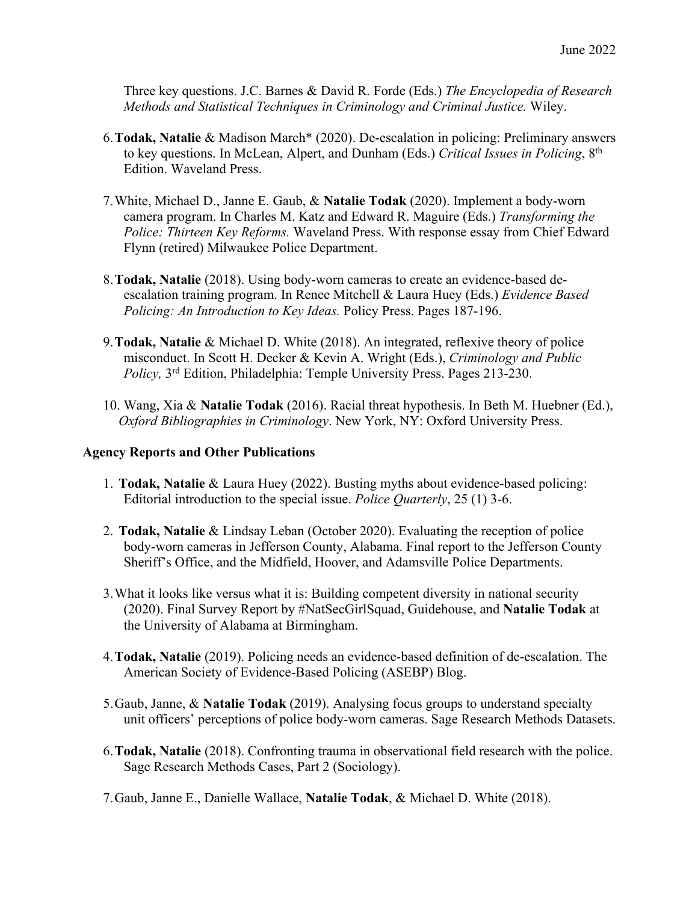Three key questions. J.C. Barnes & David R. Forde (Eds.) *The Encyclopedia of Research Methods and Statistical Techniques in Criminology and Criminal Justice.* Wiley.

6. **Todak, Natalie** & Madison March* (2020). De-escalation in policing: Preliminary answers to key questions. In McLean, Alpert, and Dunham (Eds.) *Critical Issues in Policing*, 8th Edition. Waveland Press.

7. White, Michael D., Janne E. Gaub, & **Natalie Todak** (2020). Implement a body-worn camera program. In Charles M. Katz and Edward R. Maguire (Eds.) *Transforming the Police: Thirteen Key Reforms.* Waveland Press. With response essay from Chief Edward Flynn (retired) Milwaukee Police Department.

8. **Todak, Natalie** (2018). Using body-worn cameras to create an evidence-based de-escalation training program. In Renee Mitchell & Laura Huey (Eds.) *Evidence Based Policing: An Introduction to Key Ideas.* Policy Press. Pages 187-196.

9. **Todak, Natalie** & Michael D. White (2018). An integrated, reflexive theory of police misconduct. In Scott H. Decker & Kevin A. Wright (Eds.), *Criminology and Public Policy,* 3rd Edition, Philadelphia: Temple University Press. Pages 213-230.

10. Wang, Xia & **Natalie Todak** (2016). Racial threat hypothesis. In Beth M. Huebner (Ed.), *Oxford Bibliographies in Criminology*. New York, NY: Oxford University Press.

**Agency Reports and Other Publications**

1. **Todak, Natalie** & Laura Huey (2022). Busting myths about evidence-based policing: Editorial introduction to the special issue. *Police Quarterly*, 25 (1) 3-6.

2. **Todak, Natalie** & Lindsay Leban (October 2020). Evaluating the reception of police body-worn cameras in Jefferson County, Alabama. Final report to the Jefferson County Sheriff's Office, and the Midfield, Hoover, and Adamsville Police Departments.

3. What it looks like versus what it is: Building competent diversity in national security (2020). Final Survey Report by #NatSecGirlSquad, Guidehouse, and **Natalie Todak** at the University of Alabama at Birmingham.

4. **Todak, Natalie** (2019). Policing needs an evidence-based definition of de-escalation. The American Society of Evidence-Based Policing (ASEBP) Blog.

5. Gaub, Janne, & **Natalie Todak** (2019). Analysing focus groups to understand specialty unit officers' perceptions of police body-worn cameras. Sage Research Methods Datasets.

6. **Todak, Natalie** (2018). Confronting trauma in observational field research with the police. Sage Research Methods Cases, Part 2 (Sociology).

7. Gaub, Janne E., Danielle Wallace, **Natalie Todak**, & Michael D. White (2018).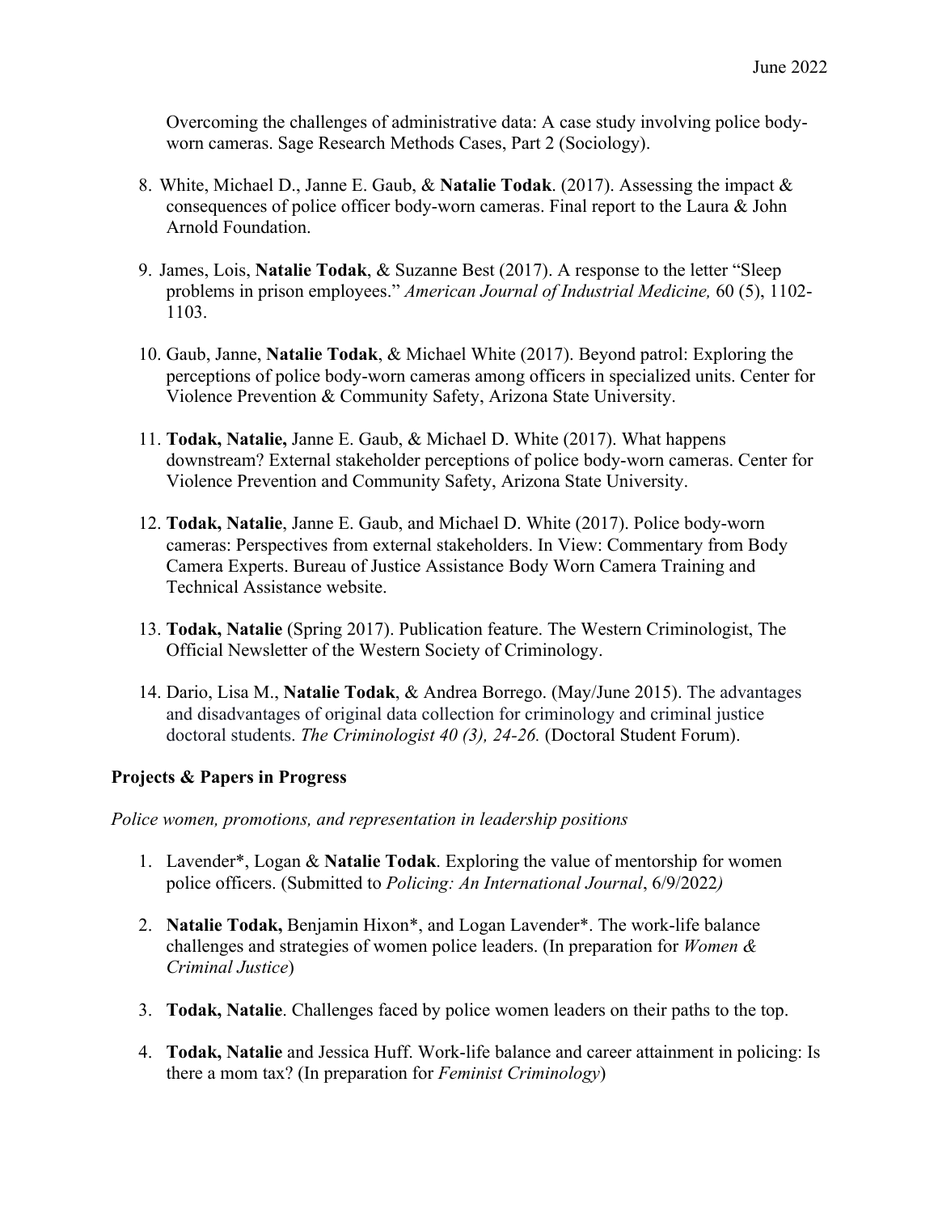Overcoming the challenges of administrative data: A case study involving police body-worn cameras. Sage Research Methods Cases, Part 2 (Sociology).

8. White, Michael D., Janne E. Gaub, & **Natalie Todak**. (2017). Assessing the impact & consequences of police officer body-worn cameras. Final report to the Laura & John Arnold Foundation.

9. James, Lois, **Natalie Todak**, & Suzanne Best (2017). A response to the letter "Sleep problems in prison employees." *American Journal of Industrial Medicine,* 60 (5), 1102-1103.

10. Gaub, Janne, **Natalie Todak**, & Michael White (2017). Beyond patrol: Exploring the perceptions of police body-worn cameras among officers in specialized units. Center for Violence Prevention & Community Safety, Arizona State University.

11. **Todak, Natalie,** Janne E. Gaub, & Michael D. White (2017). What happens downstream? External stakeholder perceptions of police body-worn cameras. Center for Violence Prevention and Community Safety, Arizona State University.

12. **Todak, Natalie**, Janne E. Gaub, and Michael D. White (2017). Police body-worn cameras: Perspectives from external stakeholders. In View: Commentary from Body Camera Experts. Bureau of Justice Assistance Body Worn Camera Training and Technical Assistance website.

13. **Todak, Natalie** (Spring 2017). Publication feature. The Western Criminologist, The Official Newsletter of the Western Society of Criminology.

14. Dario, Lisa M., **Natalie Todak**, & Andrea Borrego. (May/June 2015). The advantages and disadvantages of original data collection for criminology and criminal justice doctoral students. *The Criminologist 40 (3), 24-26.* (Doctoral Student Forum).

**Projects & Papers in Progress**

*Police women, promotions, and representation in leadership positions*

1. Lavender*, Logan & **Natalie Todak**. Exploring the value of mentorship for women police officers. (Submitted to *Policing: An International Journal*, 6/9/2022*)*

2. **Natalie Todak,** Benjamin Hixon*, and Logan Lavender*. The work-life balance challenges and strategies of women police leaders. (In preparation for *Women & Criminal Justice*)

3. **Todak, Natalie**. Challenges faced by police women leaders on their paths to the top.

4. **Todak, Natalie** and Jessica Huff. Work-life balance and career attainment in policing: Is there a mom tax? (In preparation for *Feminist Criminology*)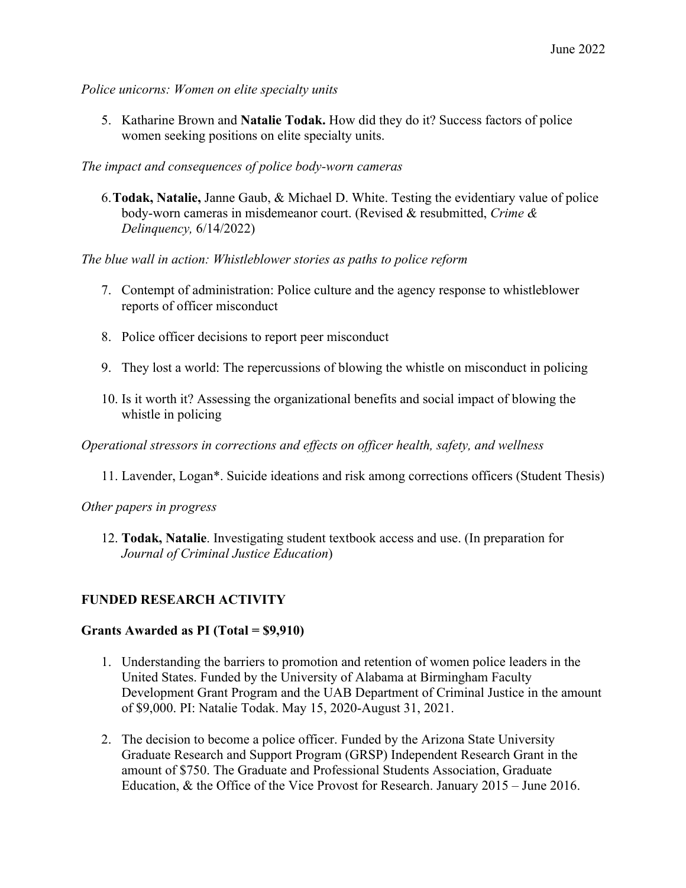*Police unicorns: Women on elite specialty units*

5. Katharine Brown and **Natalie Todak.** How did they do it? Success factors of police women seeking positions on elite specialty units.

*The impact and consequences of police body-worn cameras*

6. **Todak, Natalie,** Janne Gaub, & Michael D. White. Testing the evidentiary value of police body-worn cameras in misdemeanor court. (Revised & resubmitted, *Crime & Delinquency,* 6/14/2022)

*The blue wall in action: Whistleblower stories as paths to police reform*

7. Contempt of administration: Police culture and the agency response to whistleblower reports of officer misconduct

8. Police officer decisions to report peer misconduct

9. They lost a world: The repercussions of blowing the whistle on misconduct in policing

10. Is it worth it? Assessing the organizational benefits and social impact of blowing the whistle in policing

*Operational stressors in corrections and effects on officer health, safety, and wellness*

11. Lavender, Logan*. Suicide ideations and risk among corrections officers (Student Thesis)

*Other papers in progress*

12. **Todak, Natalie**. Investigating student textbook access and use. (In preparation for *Journal of Criminal Justice Education*)

## FUNDED RESEARCH ACTIVITY

### Grants Awarded as PI (Total = $9,910)

1. Understanding the barriers to promotion and retention of women police leaders in the United States. Funded by the University of Alabama at Birmingham Faculty Development Grant Program and the UAB Department of Criminal Justice in the amount of $9,000. PI: Natalie Todak. May 15, 2020-August 31, 2021.

2. The decision to become a police officer. Funded by the Arizona State University Graduate Research and Support Program (GRSP) Independent Research Grant in the amount of $750. The Graduate and Professional Students Association, Graduate Education, & the Office of the Vice Provost for Research. January 2015 – June 2016.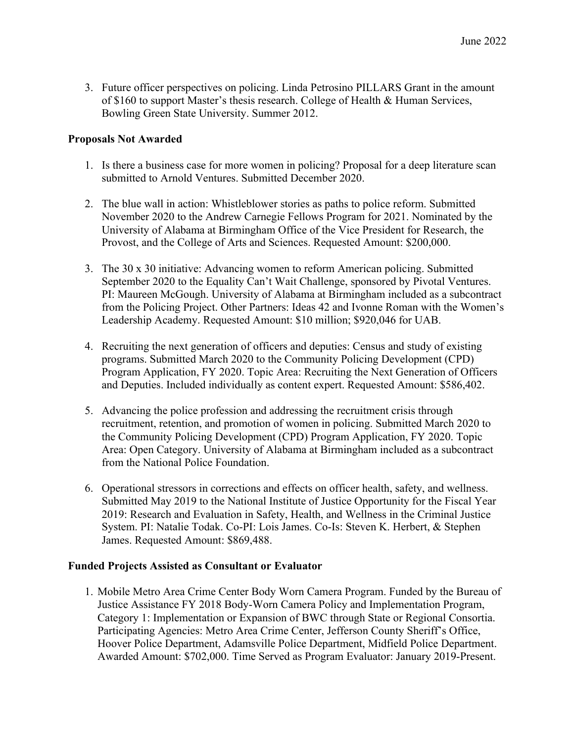3. Future officer perspectives on policing. Linda Petrosino PILLARS Grant in the amount of $160 to support Master's thesis research. College of Health & Human Services, Bowling Green State University. Summer 2012.

**Proposals Not Awarded**

1. Is there a business case for more women in policing? Proposal for a deep literature scan submitted to Arnold Ventures. Submitted December 2020.

2. The blue wall in action: Whistleblower stories as paths to police reform. Submitted November 2020 to the Andrew Carnegie Fellows Program for 2021. Nominated by the University of Alabama at Birmingham Office of the Vice President for Research, the Provost, and the College of Arts and Sciences. Requested Amount: $200,000.

3. The 30 x 30 initiative: Advancing women to reform American policing. Submitted September 2020 to the Equality Can't Wait Challenge, sponsored by Pivotal Ventures. PI: Maureen McGough. University of Alabama at Birmingham included as a subcontract from the Policing Project. Other Partners: Ideas 42 and Ivonne Roman with the Women's Leadership Academy. Requested Amount: $10 million; $920,046 for UAB.

4. Recruiting the next generation of officers and deputies: Census and study of existing programs. Submitted March 2020 to the Community Policing Development (CPD) Program Application, FY 2020. Topic Area: Recruiting the Next Generation of Officers and Deputies. Included individually as content expert. Requested Amount: $586,402.

5. Advancing the police profession and addressing the recruitment crisis through recruitment, retention, and promotion of women in policing. Submitted March 2020 to the Community Policing Development (CPD) Program Application, FY 2020. Topic Area: Open Category. University of Alabama at Birmingham included as a subcontract from the National Police Foundation.

6. Operational stressors in corrections and effects on officer health, safety, and wellness. Submitted May 2019 to the National Institute of Justice Opportunity for the Fiscal Year 2019: Research and Evaluation in Safety, Health, and Wellness in the Criminal Justice System. PI: Natalie Todak. Co-PI: Lois James. Co-Is: Steven K. Herbert, & Stephen James. Requested Amount: $869,488.

**Funded Projects Assisted as Consultant or Evaluator**

1. Mobile Metro Area Crime Center Body Worn Camera Program. Funded by the Bureau of Justice Assistance FY 2018 Body-Worn Camera Policy and Implementation Program, Category 1: Implementation or Expansion of BWC through State or Regional Consortia. Participating Agencies: Metro Area Crime Center, Jefferson County Sheriff's Office, Hoover Police Department, Adamsville Police Department, Midfield Police Department. Awarded Amount: $702,000. Time Served as Program Evaluator: January 2019-Present.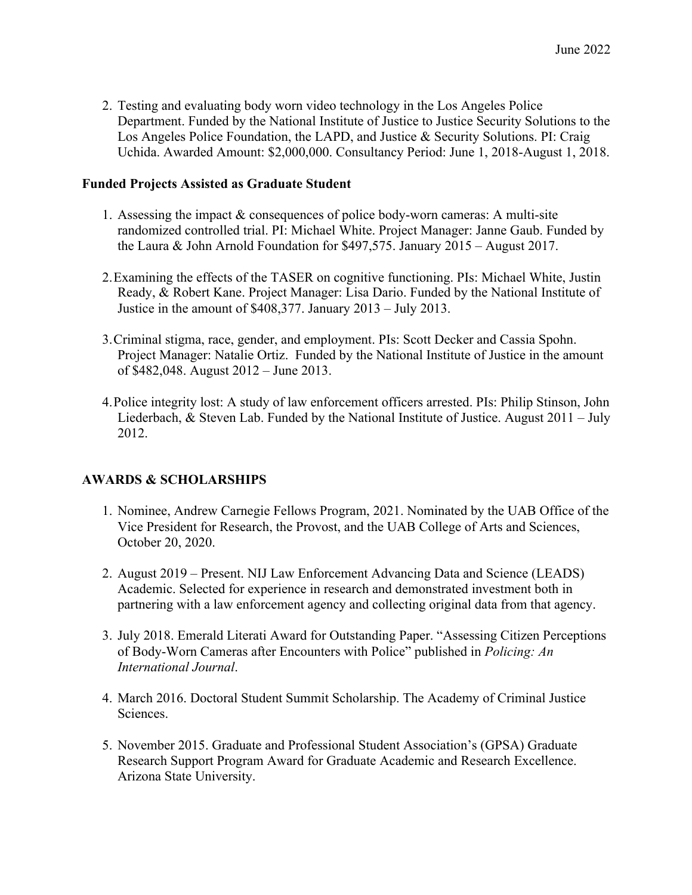2. Testing and evaluating body worn video technology in the Los Angeles Police Department. Funded by the National Institute of Justice to Justice Security Solutions to the Los Angeles Police Foundation, the LAPD, and Justice & Security Solutions. PI: Craig Uchida. Awarded Amount: $2,000,000. Consultancy Period: June 1, 2018-August 1, 2018.

**Funded Projects Assisted as Graduate Student**

1. Assessing the impact & consequences of police body-worn cameras: A multi-site randomized controlled trial. PI: Michael White. Project Manager: Janne Gaub. Funded by the Laura & John Arnold Foundation for $497,575. January 2015 – August 2017.

2. Examining the effects of the TASER on cognitive functioning. PIs: Michael White, Justin Ready, & Robert Kane. Project Manager: Lisa Dario. Funded by the National Institute of Justice in the amount of $408,377. January 2013 – July 2013.

3. Criminal stigma, race, gender, and employment. PIs: Scott Decker and Cassia Spohn. Project Manager: Natalie Ortiz. Funded by the National Institute of Justice in the amount of $482,048. August 2012 – June 2013.

4. Police integrity lost: A study of law enforcement officers arrested. PIs: Philip Stinson, John Liederbach, & Steven Lab. Funded by the National Institute of Justice. August 2011 – July 2012.

## AWARDS & SCHOLARSHIPS

1. Nominee, Andrew Carnegie Fellows Program, 2021. Nominated by the UAB Office of the Vice President for Research, the Provost, and the UAB College of Arts and Sciences, October 20, 2020.

2. August 2019 – Present. NIJ Law Enforcement Advancing Data and Science (LEADS) Academic. Selected for experience in research and demonstrated investment both in partnering with a law enforcement agency and collecting original data from that agency.

3. July 2018. Emerald Literati Award for Outstanding Paper. "Assessing Citizen Perceptions of Body-Worn Cameras after Encounters with Police" published in *Policing: An International Journal*.

4. March 2016. Doctoral Student Summit Scholarship. The Academy of Criminal Justice Sciences.

5. November 2015. Graduate and Professional Student Association's (GPSA) Graduate Research Support Program Award for Graduate Academic and Research Excellence. Arizona State University.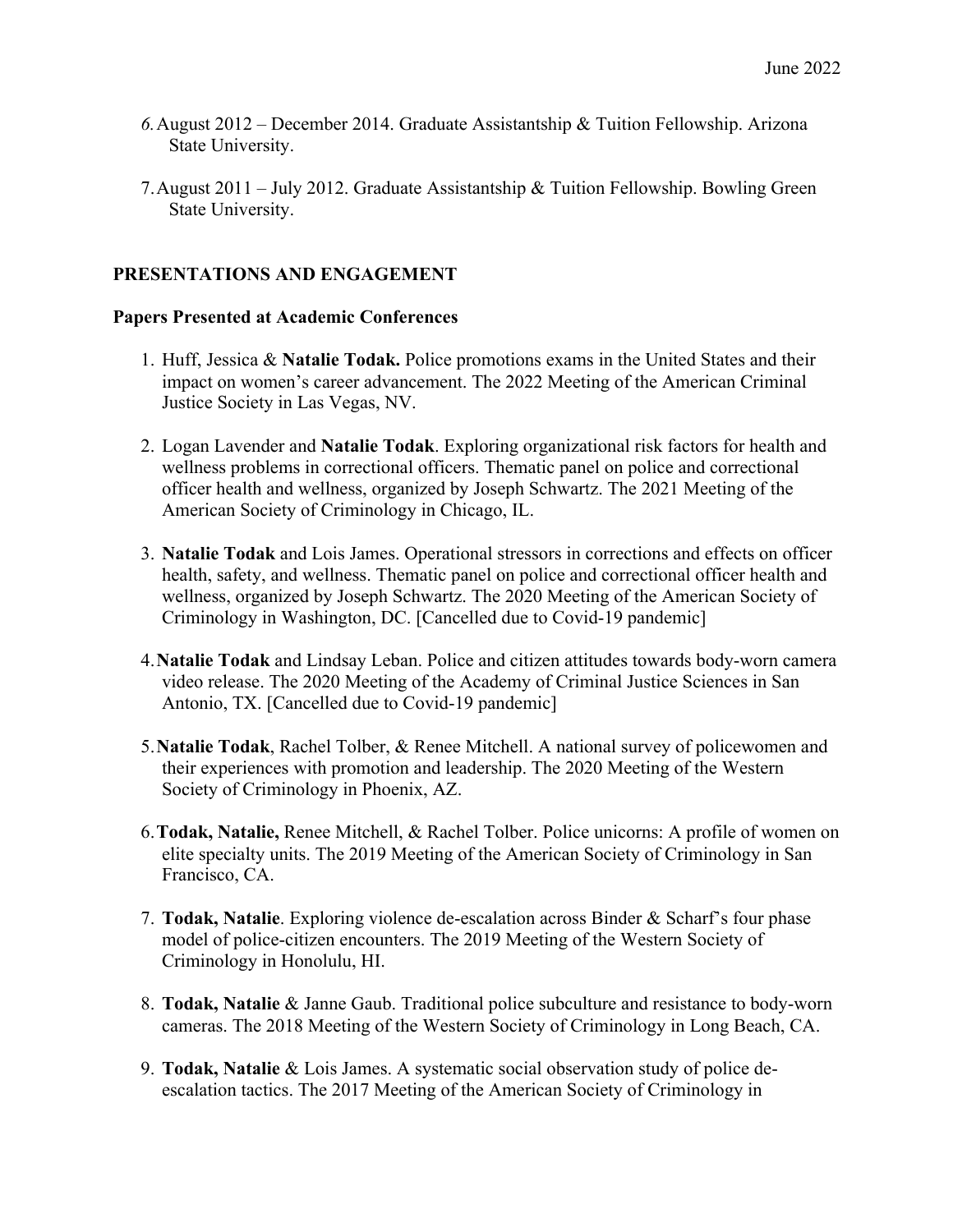6. August 2012 – December 2014. Graduate Assistantship & Tuition Fellowship. Arizona State University.

7. August 2011 – July 2012. Graduate Assistantship & Tuition Fellowship. Bowling Green State University.

## PRESENTATIONS AND ENGAGEMENT

### Papers Presented at Academic Conferences

1. Huff, Jessica & **Natalie Todak.** Police promotions exams in the United States and their impact on women's career advancement. The 2022 Meeting of the American Criminal Justice Society in Las Vegas, NV.

2. Logan Lavender and **Natalie Todak**. Exploring organizational risk factors for health and wellness problems in correctional officers. Thematic panel on police and correctional officer health and wellness, organized by Joseph Schwartz. The 2021 Meeting of the American Society of Criminology in Chicago, IL.

3. **Natalie Todak** and Lois James. Operational stressors in corrections and effects on officer health, safety, and wellness. Thematic panel on police and correctional officer health and wellness, organized by Joseph Schwartz. The 2020 Meeting of the American Society of Criminology in Washington, DC. [Cancelled due to Covid-19 pandemic]

4. **Natalie Todak** and Lindsay Leban. Police and citizen attitudes towards body-worn camera video release. The 2020 Meeting of the Academy of Criminal Justice Sciences in San Antonio, TX. [Cancelled due to Covid-19 pandemic]

5. **Natalie Todak**, Rachel Tolber, & Renee Mitchell. A national survey of policewomen and their experiences with promotion and leadership. The 2020 Meeting of the Western Society of Criminology in Phoenix, AZ.

6. **Todak, Natalie,** Renee Mitchell, & Rachel Tolber. Police unicorns: A profile of women on elite specialty units. The 2019 Meeting of the American Society of Criminology in San Francisco, CA.

7. **Todak, Natalie**. Exploring violence de-escalation across Binder & Scharf's four phase model of police-citizen encounters. The 2019 Meeting of the Western Society of Criminology in Honolulu, HI.

8. **Todak, Natalie** & Janne Gaub. Traditional police subculture and resistance to body-worn cameras. The 2018 Meeting of the Western Society of Criminology in Long Beach, CA.

9. **Todak, Natalie** & Lois James. A systematic social observation study of police de-escalation tactics. The 2017 Meeting of the American Society of Criminology in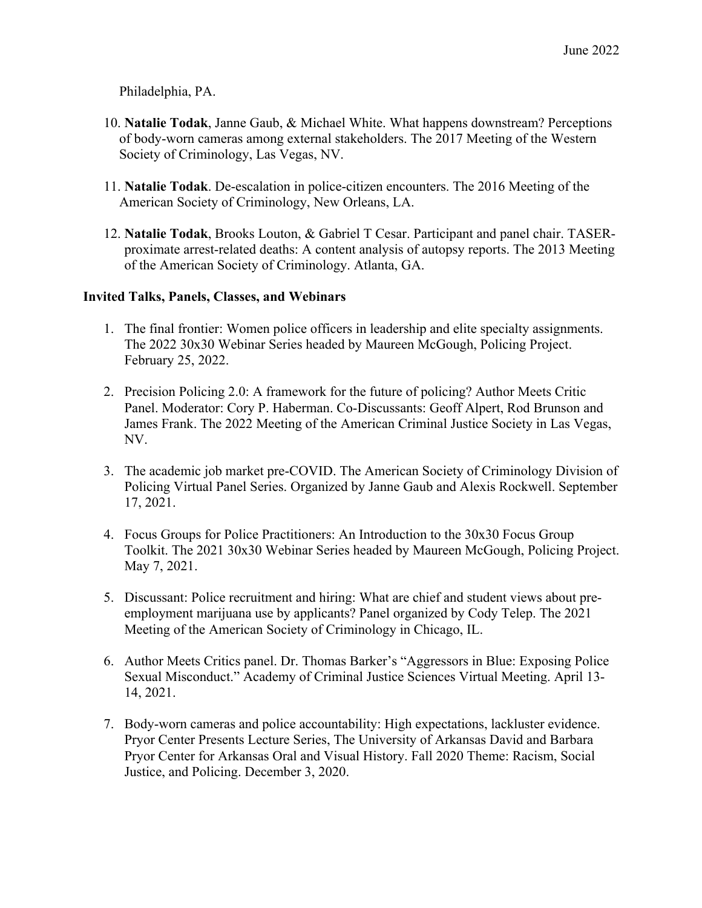Philadelphia, PA.

10. **Natalie Todak**, Janne Gaub, & Michael White. What happens downstream? Perceptions of body-worn cameras among external stakeholders. The 2017 Meeting of the Western Society of Criminology, Las Vegas, NV.

11. **Natalie Todak**. De-escalation in police-citizen encounters. The 2016 Meeting of the American Society of Criminology, New Orleans, LA.

12. **Natalie Todak**, Brooks Louton, & Gabriel T Cesar. Participant and panel chair. TASER-proximate arrest-related deaths: A content analysis of autopsy reports. The 2013 Meeting of the American Society of Criminology. Atlanta, GA.

**Invited Talks, Panels, Classes, and Webinars**

1. The final frontier: Women police officers in leadership and elite specialty assignments. The 2022 30x30 Webinar Series headed by Maureen McGough, Policing Project. February 25, 2022.

2. Precision Policing 2.0: A framework for the future of policing? Author Meets Critic Panel. Moderator: Cory P. Haberman. Co-Discussants: Geoff Alpert, Rod Brunson and James Frank. The 2022 Meeting of the American Criminal Justice Society in Las Vegas, NV.

3. The academic job market pre-COVID. The American Society of Criminology Division of Policing Virtual Panel Series. Organized by Janne Gaub and Alexis Rockwell. September 17, 2021.

4. Focus Groups for Police Practitioners: An Introduction to the 30x30 Focus Group Toolkit. The 2021 30x30 Webinar Series headed by Maureen McGough, Policing Project. May 7, 2021.

5. Discussant: Police recruitment and hiring: What are chief and student views about pre-employment marijuana use by applicants? Panel organized by Cody Telep. The 2021 Meeting of the American Society of Criminology in Chicago, IL.

6. Author Meets Critics panel. Dr. Thomas Barker's "Aggressors in Blue: Exposing Police Sexual Misconduct." Academy of Criminal Justice Sciences Virtual Meeting. April 13-14, 2021.

7. Body-worn cameras and police accountability: High expectations, lackluster evidence. Pryor Center Presents Lecture Series, The University of Arkansas David and Barbara Pryor Center for Arkansas Oral and Visual History. Fall 2020 Theme: Racism, Social Justice, and Policing. December 3, 2020.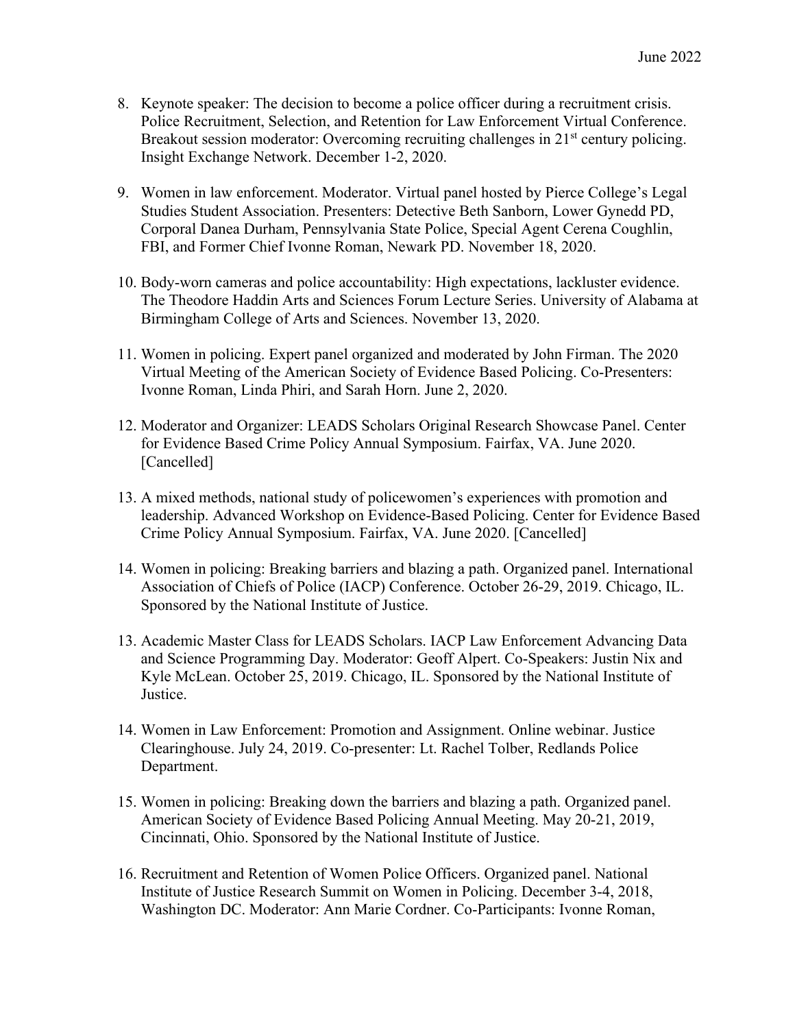8. Keynote speaker: The decision to become a police officer during a recruitment crisis. Police Recruitment, Selection, and Retention for Law Enforcement Virtual Conference. Breakout session moderator: Overcoming recruiting challenges in 21st century policing. Insight Exchange Network. December 1-2, 2020.

9. Women in law enforcement. Moderator. Virtual panel hosted by Pierce College's Legal Studies Student Association. Presenters: Detective Beth Sanborn, Lower Gynedd PD, Corporal Danea Durham, Pennsylvania State Police, Special Agent Cerena Coughlin, FBI, and Former Chief Ivonne Roman, Newark PD. November 18, 2020.

10. Body-worn cameras and police accountability: High expectations, lackluster evidence. The Theodore Haddin Arts and Sciences Forum Lecture Series. University of Alabama at Birmingham College of Arts and Sciences. November 13, 2020.

11. Women in policing. Expert panel organized and moderated by John Firman. The 2020 Virtual Meeting of the American Society of Evidence Based Policing. Co-Presenters: Ivonne Roman, Linda Phiri, and Sarah Horn. June 2, 2020.

12. Moderator and Organizer: LEADS Scholars Original Research Showcase Panel. Center for Evidence Based Crime Policy Annual Symposium. Fairfax, VA. June 2020. [Cancelled]

13. A mixed methods, national study of policewomen's experiences with promotion and leadership. Advanced Workshop on Evidence-Based Policing. Center for Evidence Based Crime Policy Annual Symposium. Fairfax, VA. June 2020. [Cancelled]

14. Women in policing: Breaking barriers and blazing a path. Organized panel. International Association of Chiefs of Police (IACP) Conference. October 26-29, 2019. Chicago, IL. Sponsored by the National Institute of Justice.

13. Academic Master Class for LEADS Scholars. IACP Law Enforcement Advancing Data and Science Programming Day. Moderator: Geoff Alpert. Co-Speakers: Justin Nix and Kyle McLean. October 25, 2019. Chicago, IL. Sponsored by the National Institute of Justice.

14. Women in Law Enforcement: Promotion and Assignment. Online webinar. Justice Clearinghouse. July 24, 2019. Co-presenter: Lt. Rachel Tolber, Redlands Police Department.

15. Women in policing: Breaking down the barriers and blazing a path. Organized panel. American Society of Evidence Based Policing Annual Meeting. May 20-21, 2019, Cincinnati, Ohio. Sponsored by the National Institute of Justice.

16. Recruitment and Retention of Women Police Officers. Organized panel. National Institute of Justice Research Summit on Women in Policing. December 3-4, 2018, Washington DC. Moderator: Ann Marie Cordner. Co-Participants: Ivonne Roman,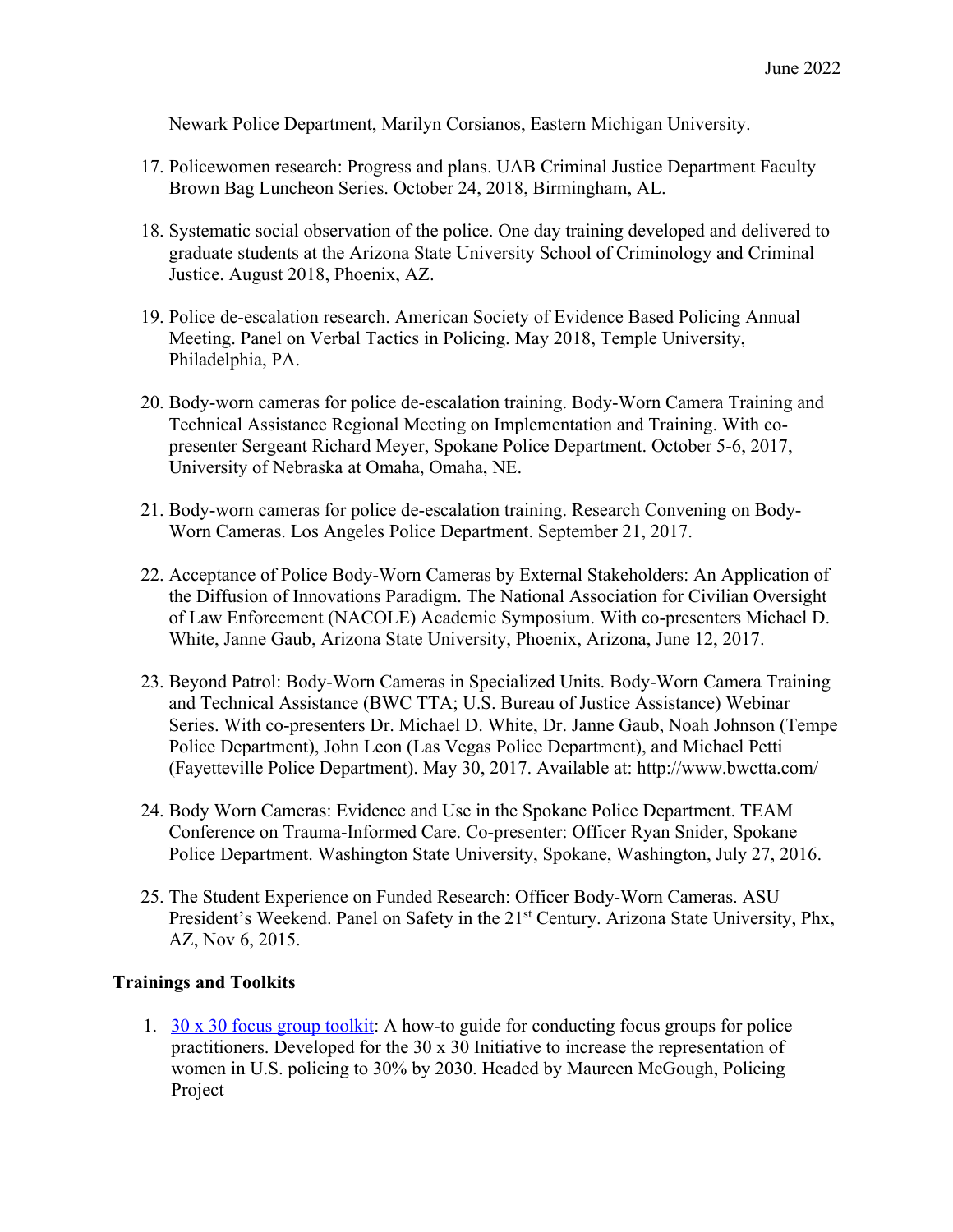Newark Police Department, Marilyn Corsianos, Eastern Michigan University.

17. Policewomen research: Progress and plans. UAB Criminal Justice Department Faculty Brown Bag Luncheon Series. October 24, 2018, Birmingham, AL.

18. Systematic social observation of the police. One day training developed and delivered to graduate students at the Arizona State University School of Criminology and Criminal Justice. August 2018, Phoenix, AZ.

19. Police de-escalation research. American Society of Evidence Based Policing Annual Meeting. Panel on Verbal Tactics in Policing. May 2018, Temple University, Philadelphia, PA.

20. Body-worn cameras for police de-escalation training. Body-Worn Camera Training and Technical Assistance Regional Meeting on Implementation and Training. With co-presenter Sergeant Richard Meyer, Spokane Police Department. October 5-6, 2017, University of Nebraska at Omaha, Omaha, NE.

21. Body-worn cameras for police de-escalation training. Research Convening on Body-Worn Cameras. Los Angeles Police Department. September 21, 2017.

22. Acceptance of Police Body-Worn Cameras by External Stakeholders: An Application of the Diffusion of Innovations Paradigm. The National Association for Civilian Oversight of Law Enforcement (NACOLE) Academic Symposium. With co-presenters Michael D. White, Janne Gaub, Arizona State University, Phoenix, Arizona, June 12, 2017.

23. Beyond Patrol: Body-Worn Cameras in Specialized Units. Body-Worn Camera Training and Technical Assistance (BWC TTA; U.S. Bureau of Justice Assistance) Webinar Series. With co-presenters Dr. Michael D. White, Dr. Janne Gaub, Noah Johnson (Tempe Police Department), John Leon (Las Vegas Police Department), and Michael Petti (Fayetteville Police Department). May 30, 2017. Available at: http://www.bwctta.com/

24. Body Worn Cameras: Evidence and Use in the Spokane Police Department. TEAM Conference on Trauma-Informed Care. Co-presenter: Officer Ryan Snider, Spokane Police Department. Washington State University, Spokane, Washington, July 27, 2016.

25. The Student Experience on Funded Research: Officer Body-Worn Cameras. ASU President's Weekend. Panel on Safety in the 21st Century. Arizona State University, Phx, AZ, Nov 6, 2015.

**Trainings and Toolkits**

1. 30 x 30 focus group toolkit: A how-to guide for conducting focus groups for police practitioners. Developed for the 30 x 30 Initiative to increase the representation of women in U.S. policing to 30% by 2030. Headed by Maureen McGough, Policing Project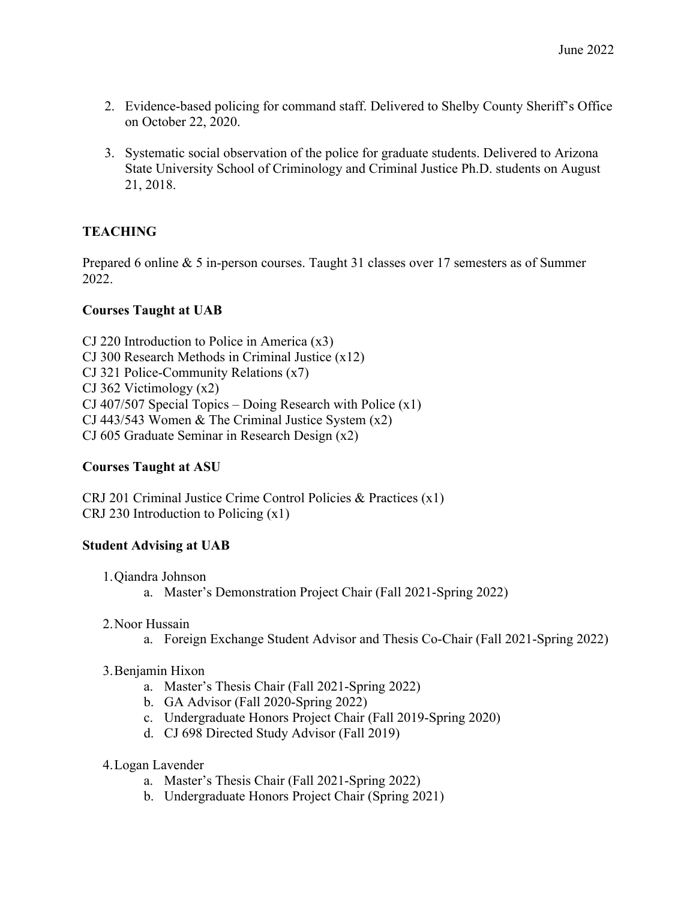2. Evidence-based policing for command staff. Delivered to Shelby County Sheriff's Office on October 22, 2020.

3. Systematic social observation of the police for graduate students. Delivered to Arizona State University School of Criminology and Criminal Justice Ph.D. students on August 21, 2018.

## TEACHING

Prepared 6 online & 5 in-person courses. Taught 31 classes over 17 semesters as of Summer 2022.

### Courses Taught at UAB

CJ 220 Introduction to Police in America (x3)
CJ 300 Research Methods in Criminal Justice (x12)
CJ 321 Police-Community Relations (x7)
CJ 362 Victimology (x2)
CJ 407/507 Special Topics – Doing Research with Police (x1)
CJ 443/543 Women & The Criminal Justice System (x2)
CJ 605 Graduate Seminar in Research Design (x2)

### Courses Taught at ASU

CRJ 201 Criminal Justice Crime Control Policies & Practices (x1)
CRJ 230 Introduction to Policing (x1)

### Student Advising at UAB

1. Qiandra Johnson
    a. Master's Demonstration Project Chair (Fall 2021-Spring 2022)

2. Noor Hussain
    a. Foreign Exchange Student Advisor and Thesis Co-Chair (Fall 2021-Spring 2022)

3. Benjamin Hixon
    a. Master's Thesis Chair (Fall 2021-Spring 2022)
    b. GA Advisor (Fall 2020-Spring 2022)
    c. Undergraduate Honors Project Chair (Fall 2019-Spring 2020)
    d. CJ 698 Directed Study Advisor (Fall 2019)

4. Logan Lavender
    a. Master's Thesis Chair (Fall 2021-Spring 2022)
    b. Undergraduate Honors Project Chair (Spring 2021)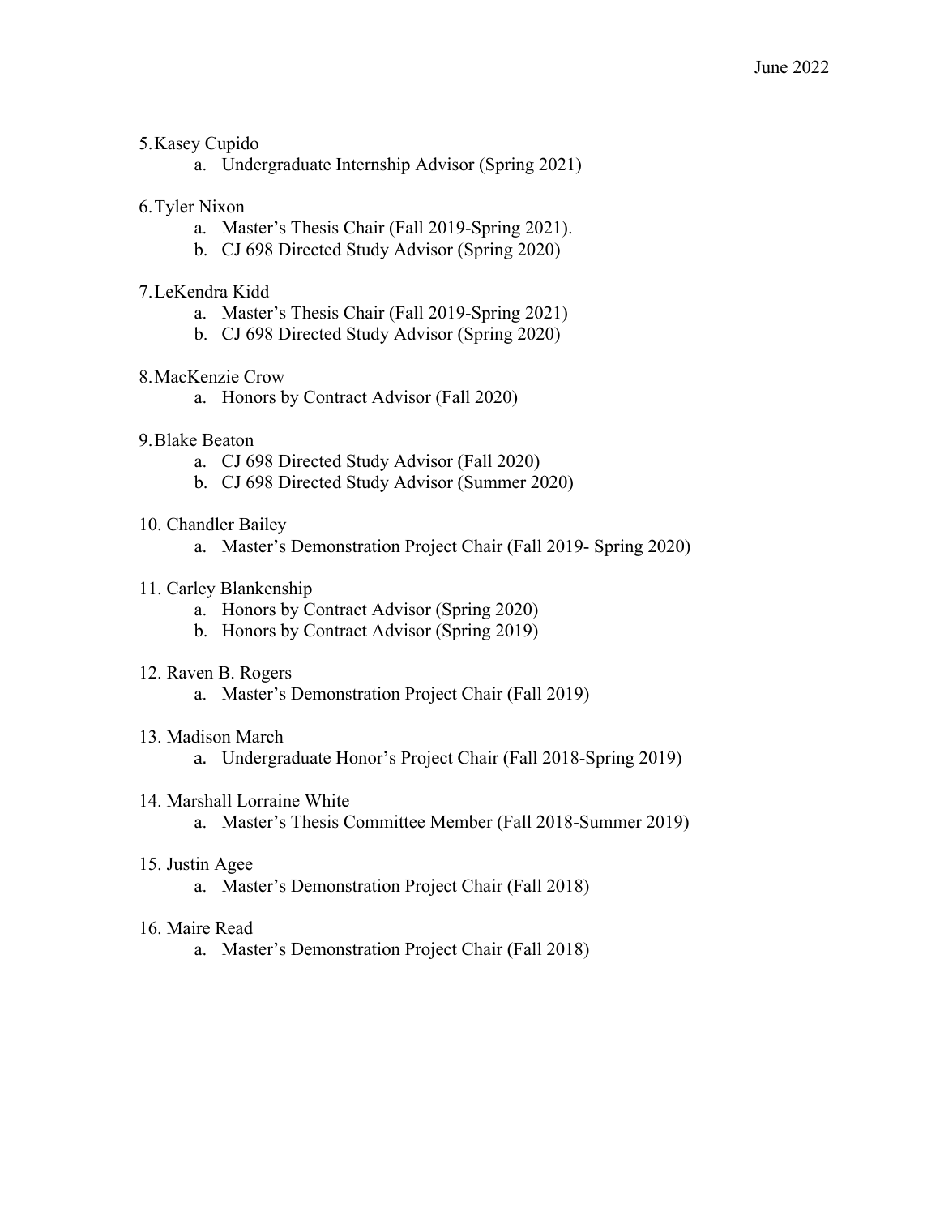5. Kasey Cupido
    a. Undergraduate Internship Advisor (Spring 2021)

6. Tyler Nixon
    a. Master's Thesis Chair (Fall 2019-Spring 2021).
    b. CJ 698 Directed Study Advisor (Spring 2020)

7. LeKendra Kidd
    a. Master's Thesis Chair (Fall 2019-Spring 2021)
    b. CJ 698 Directed Study Advisor (Spring 2020)

8. MacKenzie Crow
    a. Honors by Contract Advisor (Fall 2020)

9. Blake Beaton
    a. CJ 698 Directed Study Advisor (Fall 2020)
    b. CJ 698 Directed Study Advisor (Summer 2020)

10. Chandler Bailey
    a. Master's Demonstration Project Chair (Fall 2019- Spring 2020)

11. Carley Blankenship
    a. Honors by Contract Advisor (Spring 2020)
    b. Honors by Contract Advisor (Spring 2019)

12. Raven B. Rogers
    a. Master's Demonstration Project Chair (Fall 2019)

13. Madison March
    a. Undergraduate Honor's Project Chair (Fall 2018-Spring 2019)

14. Marshall Lorraine White
    a. Master's Thesis Committee Member (Fall 2018-Summer 2019)

15. Justin Agee
    a. Master's Demonstration Project Chair (Fall 2018)

16. Maire Read
    a. Master's Demonstration Project Chair (Fall 2018)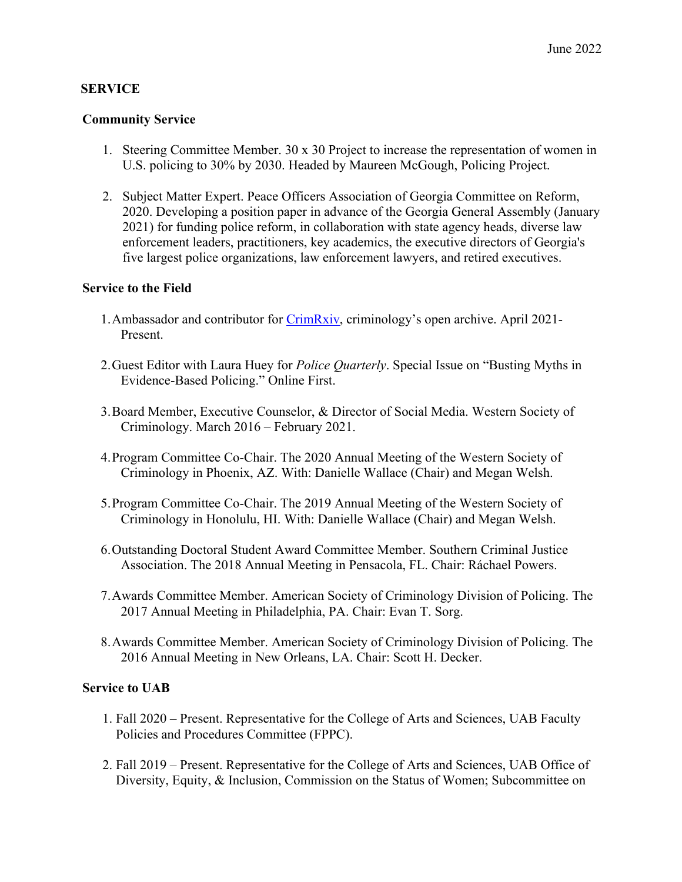June 2022

## SERVICE

### Community Service

1. Steering Committee Member. 30 x 30 Project to increase the representation of women in U.S. policing to 30% by 2030. Headed by Maureen McGough, Policing Project.

2. Subject Matter Expert. Peace Officers Association of Georgia Committee on Reform, 2020. Developing a position paper in advance of the Georgia General Assembly (January 2021) for funding police reform, in collaboration with state agency heads, diverse law enforcement leaders, practitioners, key academics, the executive directors of Georgia's five largest police organizations, law enforcement lawyers, and retired executives.

### Service to the Field

1. Ambassador and contributor for CrimRxiv, criminology's open archive. April 2021-Present.

2. Guest Editor with Laura Huey for *Police Quarterly*. Special Issue on "Busting Myths in Evidence-Based Policing." Online First.

3. Board Member, Executive Counselor, & Director of Social Media. Western Society of Criminology. March 2016 – February 2021.

4. Program Committee Co-Chair. The 2020 Annual Meeting of the Western Society of Criminology in Phoenix, AZ. With: Danielle Wallace (Chair) and Megan Welsh.

5. Program Committee Co-Chair. The 2019 Annual Meeting of the Western Society of Criminology in Honolulu, HI. With: Danielle Wallace (Chair) and Megan Welsh.

6. Outstanding Doctoral Student Award Committee Member. Southern Criminal Justice Association. The 2018 Annual Meeting in Pensacola, FL. Chair: Ráchael Powers.

7. Awards Committee Member. American Society of Criminology Division of Policing. The 2017 Annual Meeting in Philadelphia, PA. Chair: Evan T. Sorg.

8. Awards Committee Member. American Society of Criminology Division of Policing. The 2016 Annual Meeting in New Orleans, LA. Chair: Scott H. Decker.

### Service to UAB

1. Fall 2020 – Present. Representative for the College of Arts and Sciences, UAB Faculty Policies and Procedures Committee (FPPC).

2. Fall 2019 – Present. Representative for the College of Arts and Sciences, UAB Office of Diversity, Equity, & Inclusion, Commission on the Status of Women; Subcommittee on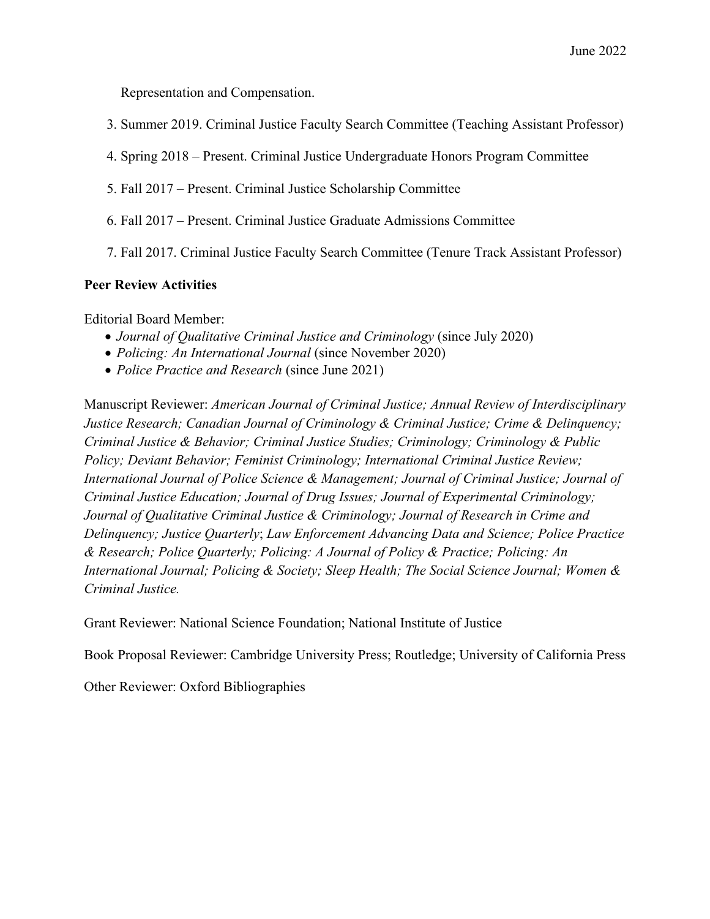Representation and Compensation.

3. Summer 2019. Criminal Justice Faculty Search Committee (Teaching Assistant Professor)

4. Spring 2018 – Present. Criminal Justice Undergraduate Honors Program Committee

5. Fall 2017 – Present. Criminal Justice Scholarship Committee

6. Fall 2017 – Present. Criminal Justice Graduate Admissions Committee

7. Fall 2017. Criminal Justice Faculty Search Committee (Tenure Track Assistant Professor)

**Peer Review Activities**

Editorial Board Member:

- *Journal of Qualitative Criminal Justice and Criminology* (since July 2020)
- *Policing: An International Journal* (since November 2020)
- *Police Practice and Research* (since June 2021)

Manuscript Reviewer: *American Journal of Criminal Justice; Annual Review of Interdisciplinary Justice Research; Canadian Journal of Criminology & Criminal Justice; Crime & Delinquency; Criminal Justice & Behavior; Criminal Justice Studies; Criminology; Criminology & Public Policy; Deviant Behavior; Feminist Criminology; International Criminal Justice Review; International Journal of Police Science & Management; Journal of Criminal Justice; Journal of Criminal Justice Education; Journal of Drug Issues; Journal of Experimental Criminology; Journal of Qualitative Criminal Justice & Criminology; Journal of Research in Crime and Delinquency; Justice Quarterly*; *Law Enforcement Advancing Data and Science; Police Practice & Research; Police Quarterly; Policing: A Journal of Policy & Practice; Policing: An International Journal; Policing & Society; Sleep Health; The Social Science Journal; Women & Criminal Justice.*

Grant Reviewer: National Science Foundation; National Institute of Justice

Book Proposal Reviewer: Cambridge University Press; Routledge; University of California Press

Other Reviewer: Oxford Bibliographies